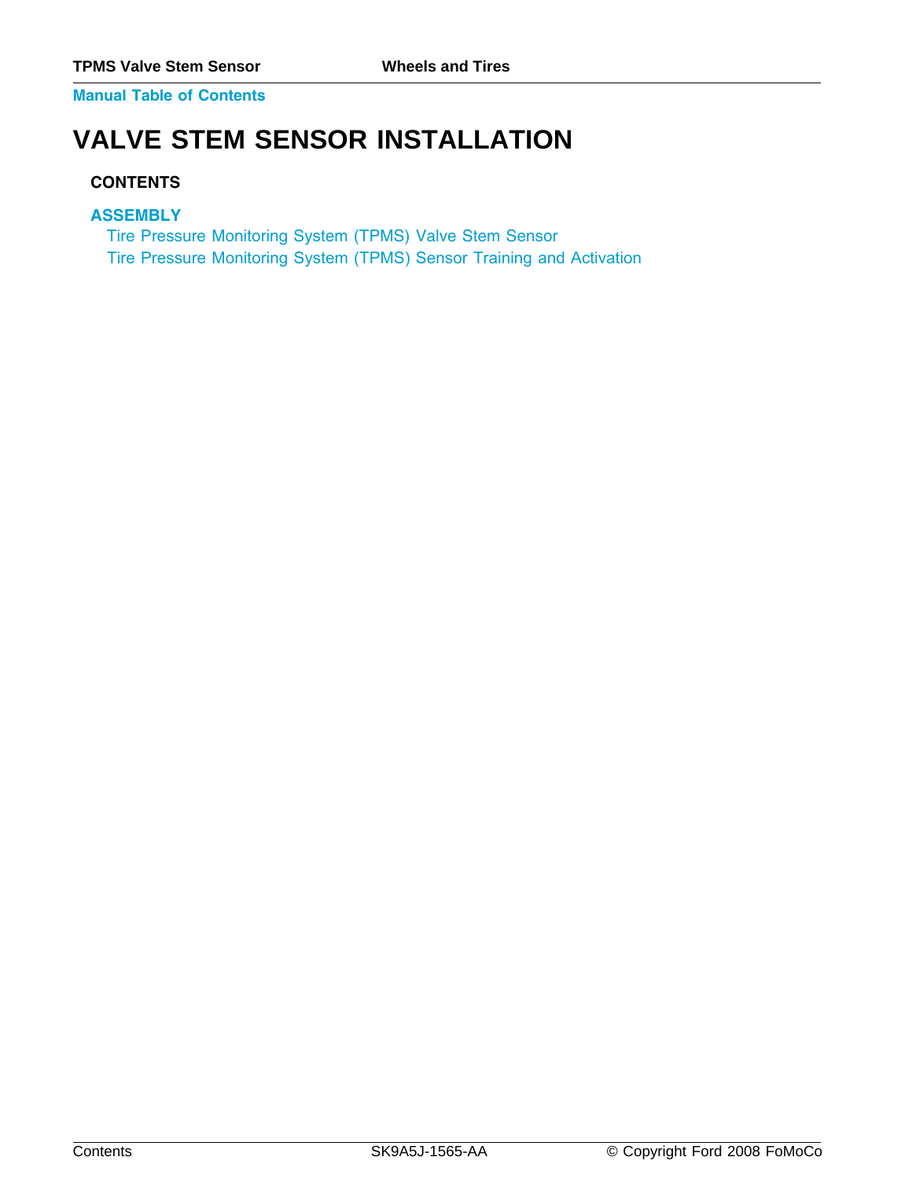Manual Table of Contents

# VALVE STEM SENSOR INSTALLATION

### CONTENTS

**ASSEMBLY**

- Tire Pressure Monitoring System (TPMS) Valve Stem Sensor
- Tire Pressure Monitoring System (TPMS) Sensor Training and Activation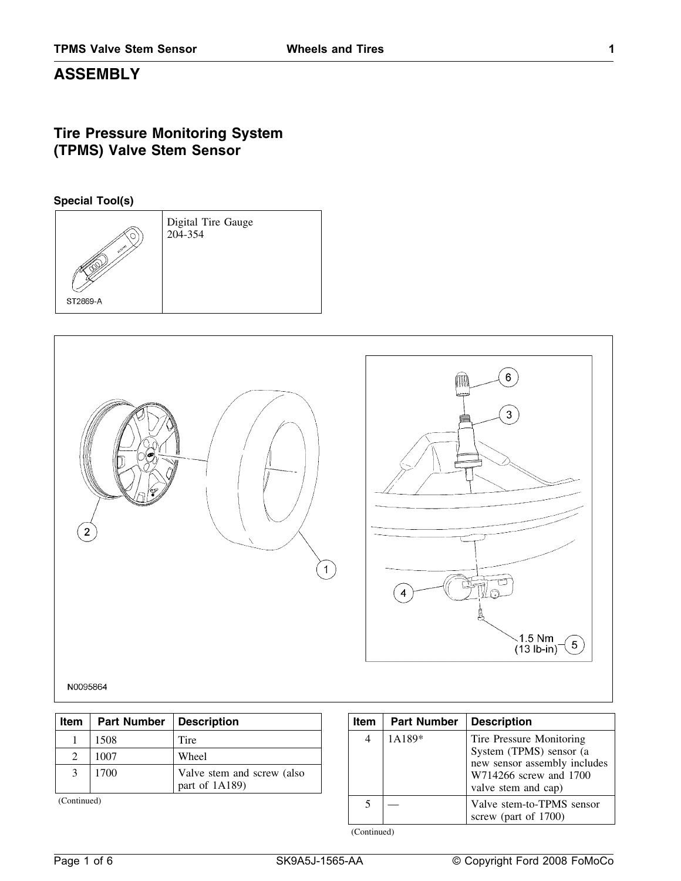# ASSEMBLY

## Tire Pressure Monitoring System (TPMS) Valve Stem Sensor

### Special Tool(s)

| | |
|---|---|
| ST2869-A | Digital Tire Gauge 204-354 |

N0095864

| Item | Part Number | Description |
|---|---|---|
| 1 | 1508 | Tire |
| 2 | 1007 | Wheel |
| 3 | 1700 | Valve stem and screw (also part of 1A189) |
| 4 | 1A189* | Tire Pressure Monitoring System (TPMS) sensor (a new sensor assembly includes W714266 screw and 1700 valve stem and cap) |
| 5 | — | Valve stem-to-TPMS sensor screw (part of 1700) |

(Continued)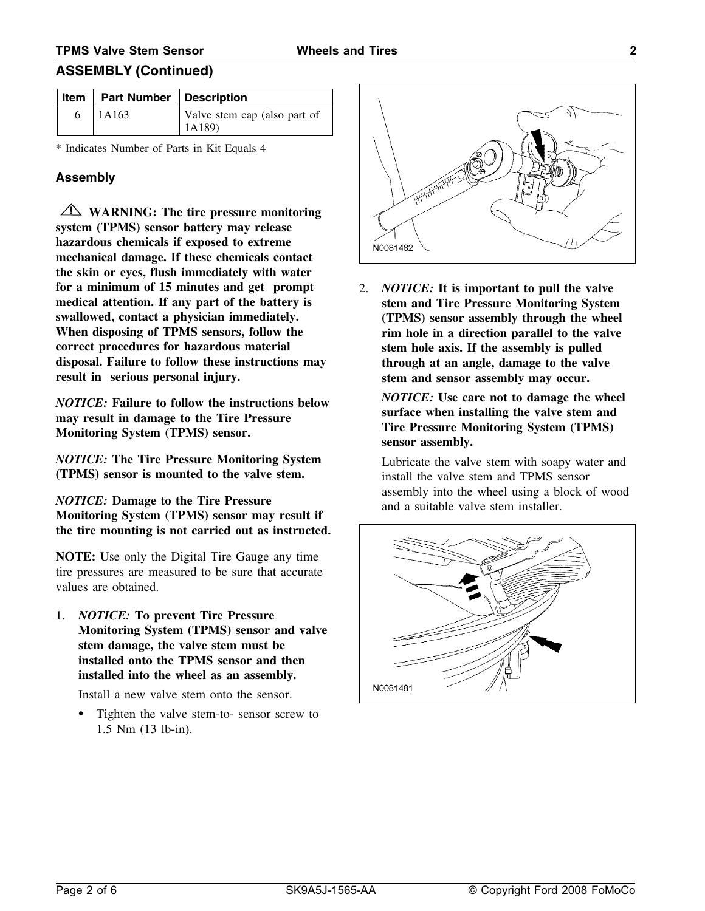## ASSEMBLY (Continued)

| Item | Part Number | Description |
| --- | --- | --- |
| 6 | 1A163 | Valve stem cap (also part of 1A189) |

* Indicates Number of Parts in Kit Equals 4

### Assembly

**WARNING: The tire pressure monitoring system (TPMS) sensor battery may release hazardous chemicals if exposed to extreme mechanical damage. If these chemicals contact the skin or eyes, flush immediately with water for a minimum of 15 minutes and get prompt medical attention. If any part of the battery is swallowed, contact a physician immediately. When disposing of TPMS sensors, follow the correct procedures for hazardous material disposal. Failure to follow these instructions may result in serious personal injury.**

*NOTICE:* **Failure to follow the instructions below may result in damage to the Tire Pressure Monitoring System (TPMS) sensor.**

*NOTICE:* **The Tire Pressure Monitoring System (TPMS) sensor is mounted to the valve stem.**

*NOTICE:* **Damage to the Tire Pressure Monitoring System (TPMS) sensor may result if the tire mounting is not carried out as instructed.**

**NOTE:** Use only the Digital Tire Gauge any time tire pressures are measured to be sure that accurate values are obtained.

1. *NOTICE:* **To prevent Tire Pressure Monitoring System (TPMS) sensor and valve stem damage, the valve stem must be installed onto the TPMS sensor and then installed into the wheel as an assembly.**

   Install a new valve stem onto the sensor.

   - Tighten the valve stem-to- sensor screw to 1.5 Nm (13 lb-in).

N0081482

2. *NOTICE:* **It is important to pull the valve stem and Tire Pressure Monitoring System (TPMS) sensor assembly through the wheel rim hole in a direction parallel to the valve stem hole axis. If the assembly is pulled through at an angle, damage to the valve stem and sensor assembly may occur.**

   *NOTICE:* **Use care not to damage the wheel surface when installing the valve stem and Tire Pressure Monitoring System (TPMS) sensor assembly.**

   Lubricate the valve stem with soapy water and install the valve stem and TPMS sensor assembly into the wheel using a block of wood and a suitable valve stem installer.

N0081481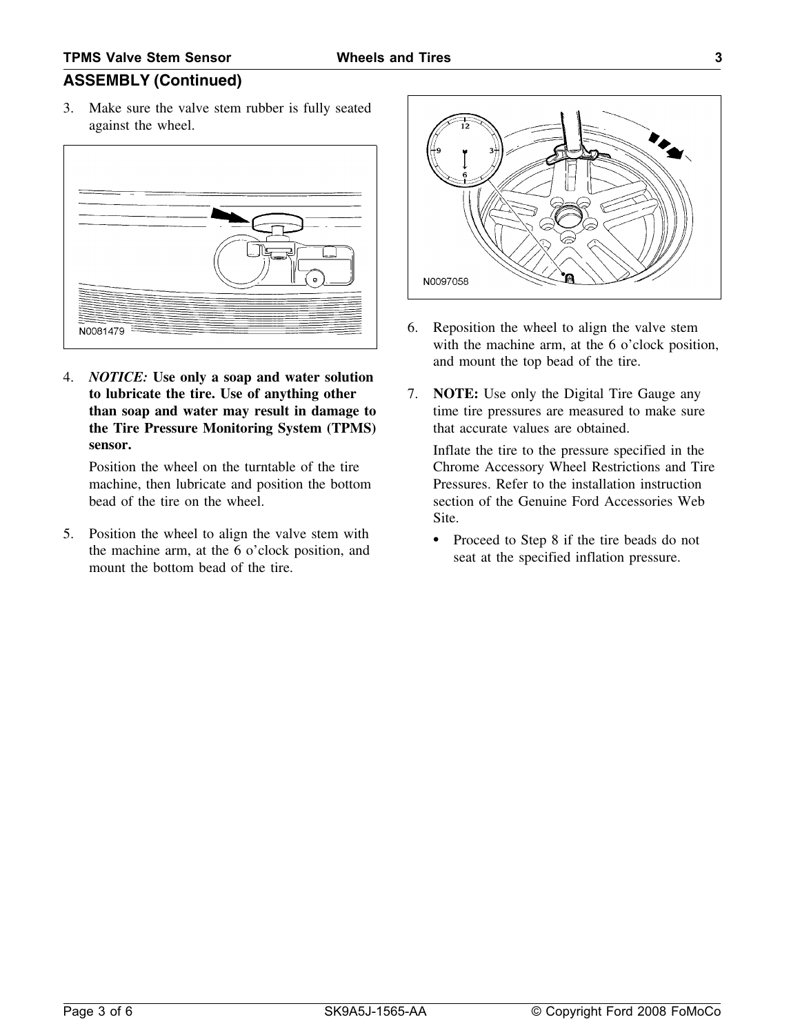## ASSEMBLY (Continued)

3. Make sure the valve stem rubber is fully seated against the wheel.

N0081479

4. ***NOTICE:*** **Use only a soap and water solution to lubricate the tire. Use of anything other than soap and water may result in damage to the Tire Pressure Monitoring System (TPMS) sensor.**

   Position the wheel on the turntable of the tire machine, then lubricate and position the bottom bead of the tire on the wheel.

5. Position the wheel to align the valve stem with the machine arm, at the 6 o'clock position, and mount the bottom bead of the tire.

N0097058

6. Reposition the wheel to align the valve stem with the machine arm, at the 6 o'clock position, and mount the top bead of the tire.

7. **NOTE:** Use only the Digital Tire Gauge any time tire pressures are measured to make sure that accurate values are obtained.

   Inflate the tire to the pressure specified in the Chrome Accessory Wheel Restrictions and Tire Pressures. Refer to the installation instruction section of the Genuine Ford Accessories Web Site.

   - Proceed to Step 8 if the tire beads do not seat at the specified inflation pressure.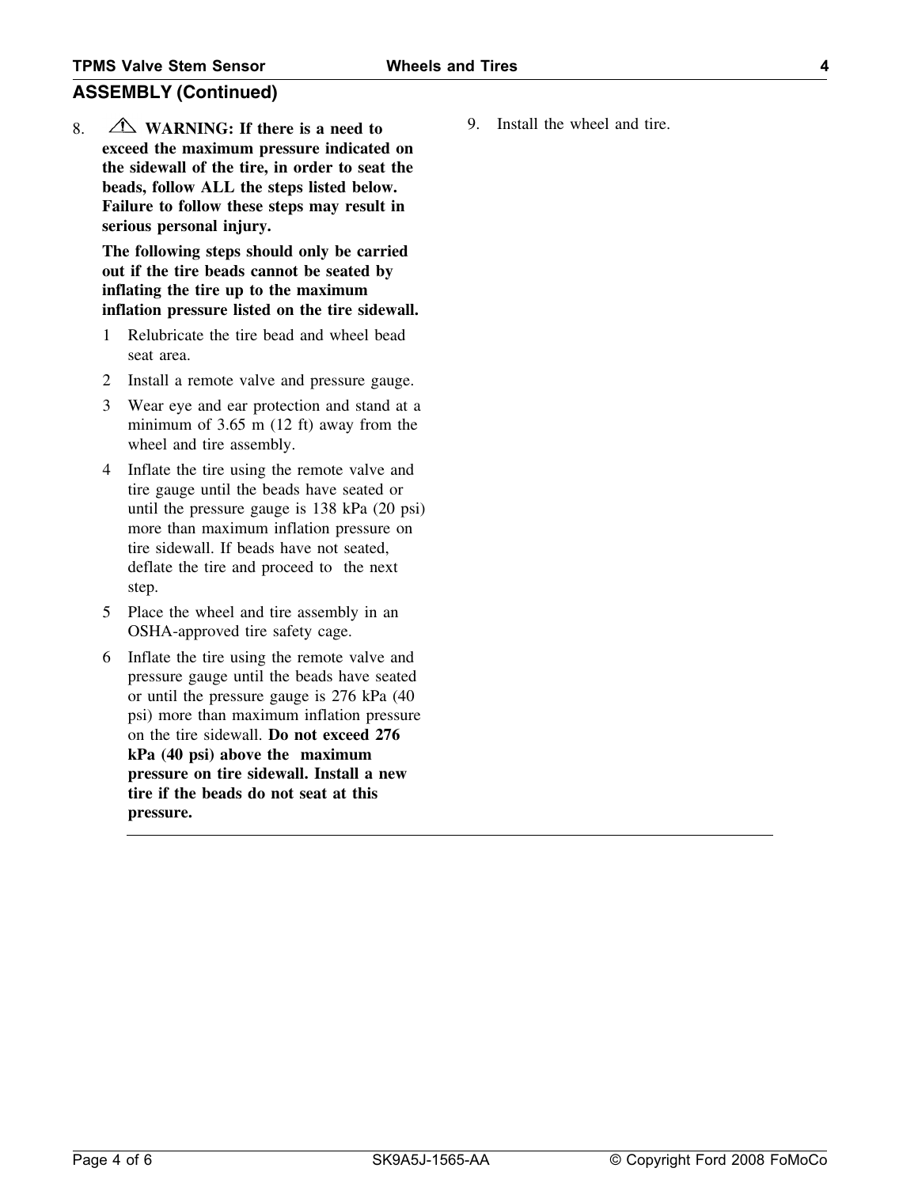## ASSEMBLY (Continued)

8. ⚠ **WARNING: If there is a need to exceed the maximum pressure indicated on the sidewall of the tire, in order to seat the beads, follow ALL the steps listed below. Failure to follow these steps may result in serious personal injury.**

   **The following steps should only be carried out if the tire beads cannot be seated by inflating the tire up to the maximum inflation pressure listed on the tire sidewall.**

   1 Relubricate the tire bead and wheel bead seat area.

   2 Install a remote valve and pressure gauge.

   3 Wear eye and ear protection and stand at a minimum of 3.65 m (12 ft) away from the wheel and tire assembly.

   4 Inflate the tire using the remote valve and tire gauge until the beads have seated or until the pressure gauge is 138 kPa (20 psi) more than maximum inflation pressure on tire sidewall. If beads have not seated, deflate the tire and proceed to the next step.

   5 Place the wheel and tire assembly in an OSHA-approved tire safety cage.

   6 Inflate the tire using the remote valve and pressure gauge until the beads have seated or until the pressure gauge is 276 kPa (40 psi) more than maximum inflation pressure on the tire sidewall. **Do not exceed 276 kPa (40 psi) above the maximum pressure on tire sidewall. Install a new tire if the beads do not seat at this pressure.**

9. Install the wheel and tire.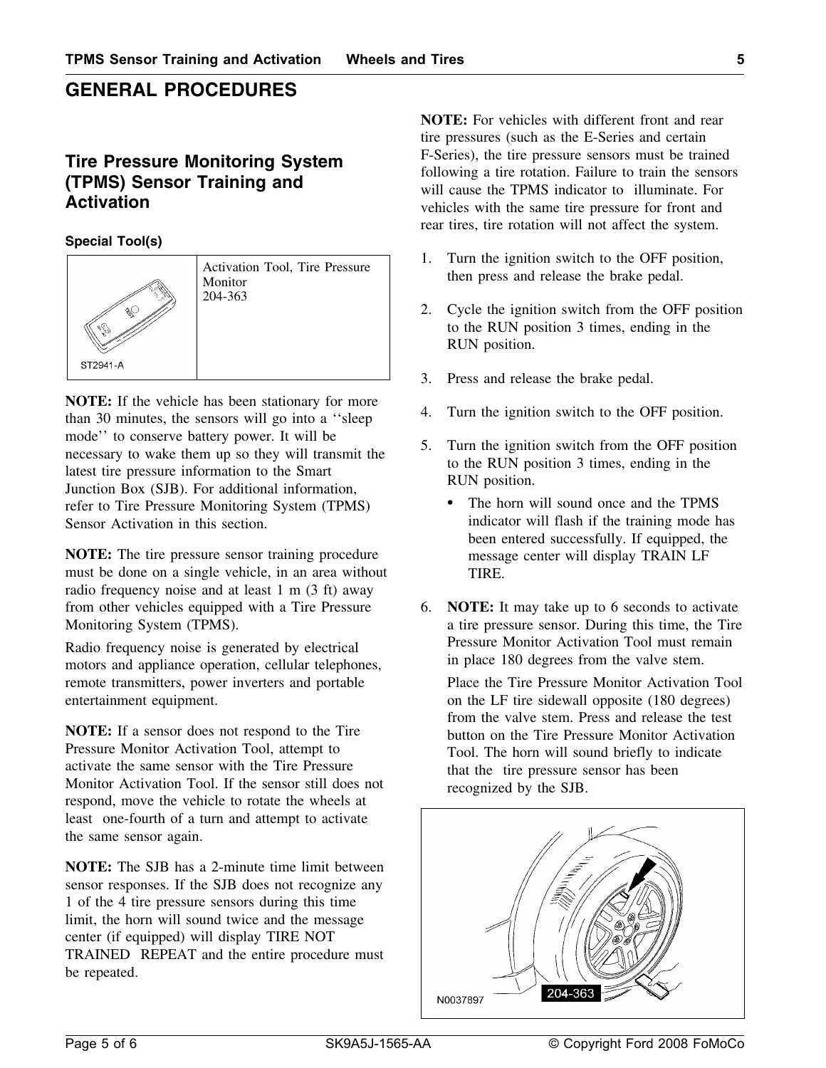# GENERAL PROCEDURES

## Tire Pressure Monitoring System (TPMS) Sensor Training and Activation

### Special Tool(s)

| | |
|---|---|
| ST2941-A | Activation Tool, Tire Pressure Monitor 204-363 |

**NOTE:** If the vehicle has been stationary for more than 30 minutes, the sensors will go into a ''sleep mode'' to conserve battery power. It will be necessary to wake them up so they will transmit the latest tire pressure information to the Smart Junction Box (SJB). For additional information, refer to Tire Pressure Monitoring System (TPMS) Sensor Activation in this section.

**NOTE:** The tire pressure sensor training procedure must be done on a single vehicle, in an area without radio frequency noise and at least 1 m (3 ft) away from other vehicles equipped with a Tire Pressure Monitoring System (TPMS).

Radio frequency noise is generated by electrical motors and appliance operation, cellular telephones, remote transmitters, power inverters and portable entertainment equipment.

**NOTE:** If a sensor does not respond to the Tire Pressure Monitor Activation Tool, attempt to activate the same sensor with the Tire Pressure Monitor Activation Tool. If the sensor still does not respond, move the vehicle to rotate the wheels at least one-fourth of a turn and attempt to activate the same sensor again.

**NOTE:** The SJB has a 2-minute time limit between sensor responses. If the SJB does not recognize any 1 of the 4 tire pressure sensors during this time limit, the horn will sound twice and the message center (if equipped) will display TIRE NOT TRAINED REPEAT and the entire procedure must be repeated.

**NOTE:** For vehicles with different front and rear tire pressures (such as the E-Series and certain F-Series), the tire pressure sensors must be trained following a tire rotation. Failure to train the sensors will cause the TPMS indicator to illuminate. For vehicles with the same tire pressure for front and rear tires, tire rotation will not affect the system.

1. Turn the ignition switch to the OFF position, then press and release the brake pedal.
2. Cycle the ignition switch from the OFF position to the RUN position 3 times, ending in the RUN position.
3. Press and release the brake pedal.
4. Turn the ignition switch to the OFF position.
5. Turn the ignition switch from the OFF position to the RUN position 3 times, ending in the RUN position.
   - The horn will sound once and the TPMS indicator will flash if the training mode has been entered successfully. If equipped, the message center will display TRAIN LF TIRE.
6. **NOTE:** It may take up to 6 seconds to activate a tire pressure sensor. During this time, the Tire Pressure Monitor Activation Tool must remain in place 180 degrees from the valve stem.

   Place the Tire Pressure Monitor Activation Tool on the LF tire sidewall opposite (180 degrees) from the valve stem. Press and release the test button on the Tire Pressure Monitor Activation Tool. The horn will sound briefly to indicate that the tire pressure sensor has been recognized by the SJB.

N0037897

204-363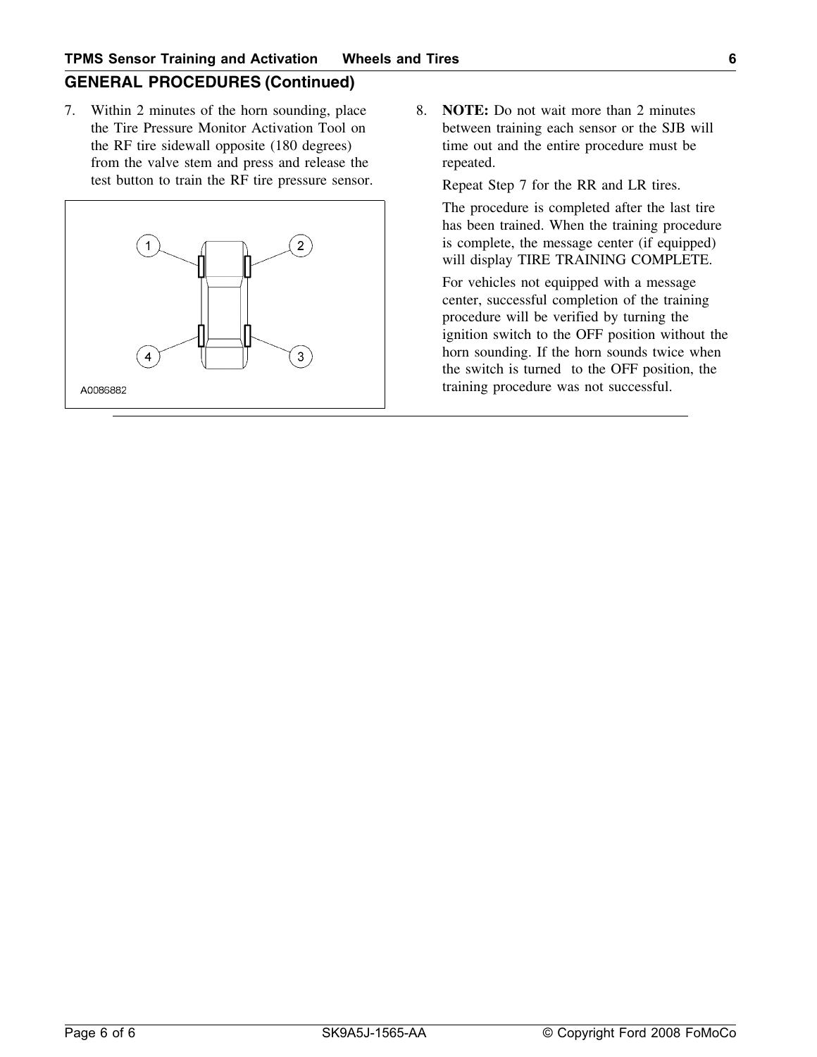## GENERAL PROCEDURES (Continued)

7. Within 2 minutes of the horn sounding, place the Tire Pressure Monitor Activation Tool on the RF tire sidewall opposite (180 degrees) from the valve stem and press and release the test button to train the RF tire pressure sensor.

1
2
4
3
A0086882

8. **NOTE:** Do not wait more than 2 minutes between training each sensor or the SJB will time out and the entire procedure must be repeated.

   Repeat Step 7 for the RR and LR tires.

   The procedure is completed after the last tire has been trained. When the training procedure is complete, the message center (if equipped) will display TIRE TRAINING COMPLETE.

   For vehicles not equipped with a message center, successful completion of the training procedure will be verified by turning the ignition switch to the OFF position without the horn sounding. If the horn sounds twice when the switch is turned to the OFF position, the training procedure was not successful.